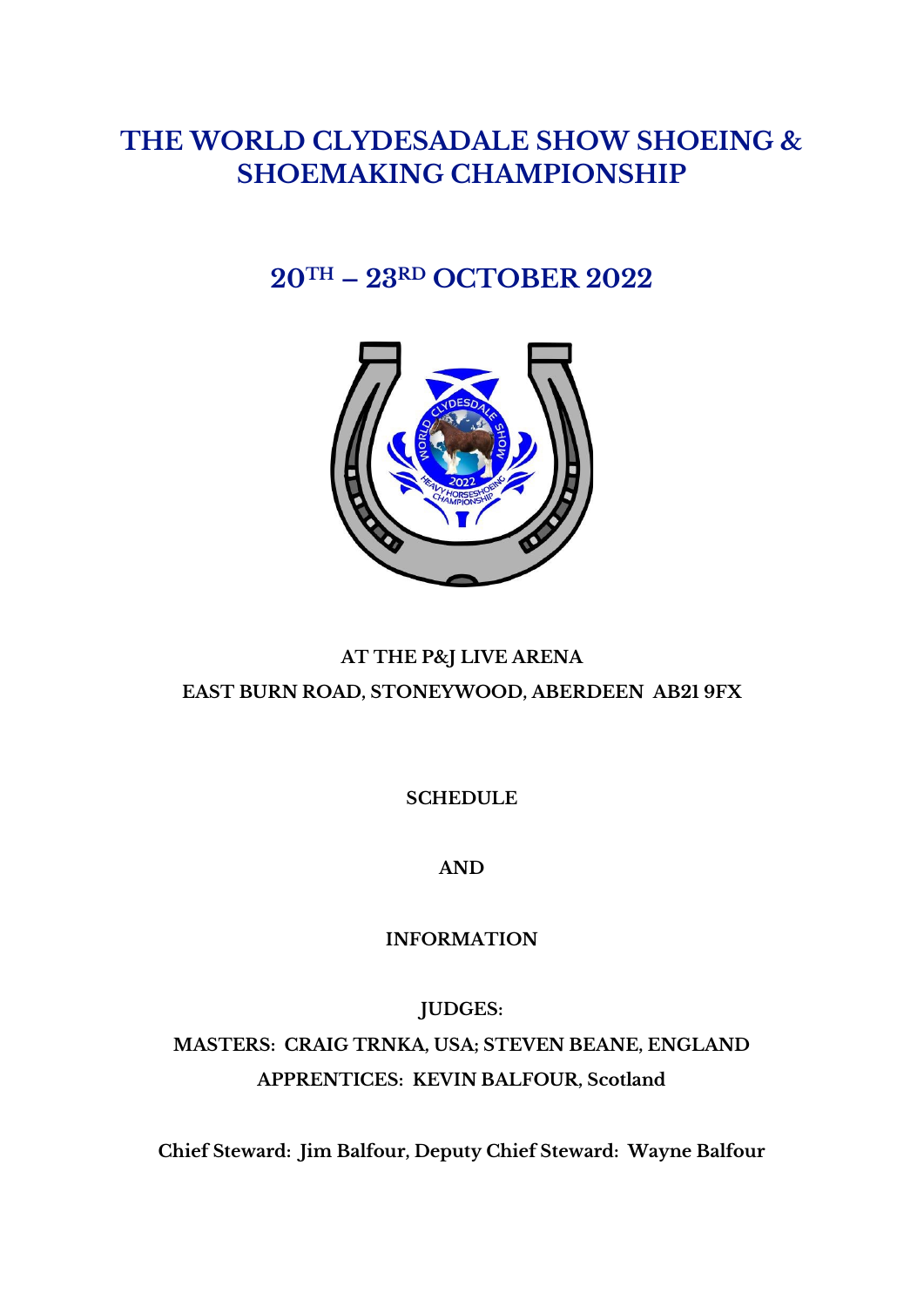# THE WORLD CLYDESADALE SHOW SHOEING & SHOEMAKING CHAMPIONSHIP

## 20TH – 23RD OCTOBER 2022

**AT THE P&J LIVE ARENA**

**EAST BURN ROAD, STONEYWOOD, ABERDEEN AB21 9FX**

**SCHEDULE**

**AND**

**INFORMATION**

**JUDGES:**

**MASTERS: CRAIG TRNKA, USA; STEVEN BEANE, ENGLAND**

**APPRENTICES: KEVIN BALFOUR, Scotland**

**Chief Steward: Jim Balfour, Deputy Chief Steward: Wayne Balfour**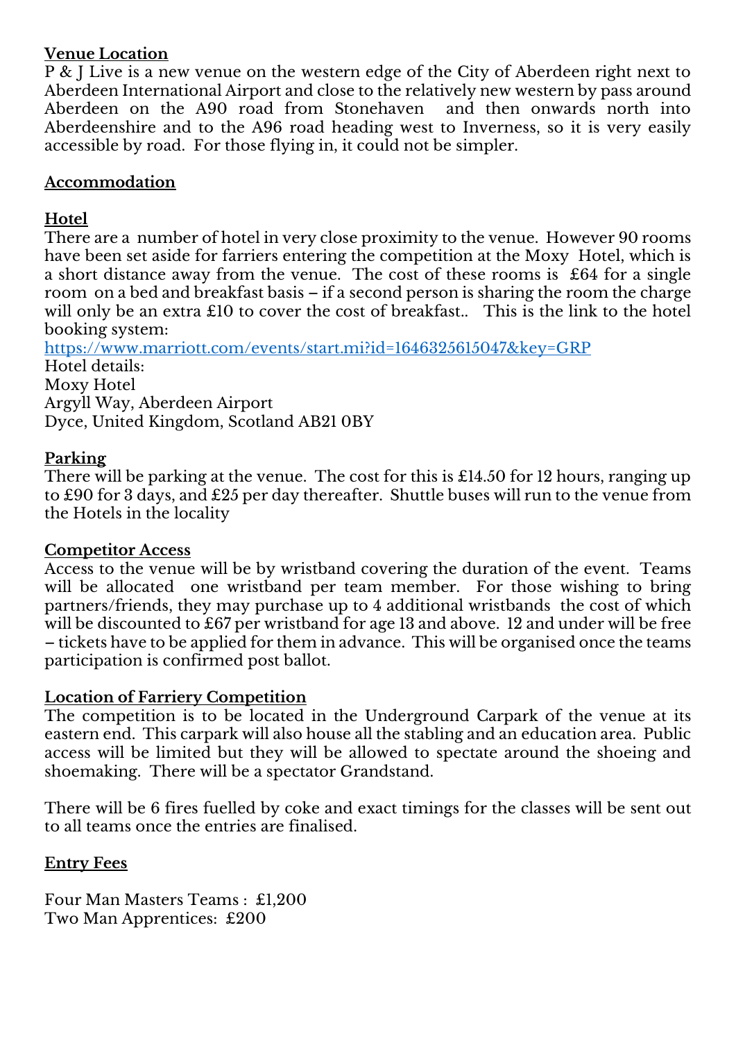**Venue Location**

P & J Live is a new venue on the western edge of the City of Aberdeen right next to Aberdeen International Airport and close to the relatively new western by pass around Aberdeen on the A90 road from Stonehaven and then onwards north into Aberdeenshire and to the A96 road heading west to Inverness, so it is very easily accessible by road. For those flying in, it could not be simpler.

**Accommodation**

**Hotel**

There are a number of hotel in very close proximity to the venue. However 90 rooms have been set aside for farriers entering the competition at the Moxy Hotel, which is a short distance away from the venue. The cost of these rooms is £64 for a single room on a bed and breakfast basis – if a second person is sharing the room the charge will only be an extra £10 to cover the cost of breakfast.. This is the link to the hotel booking system:

https://www.marriott.com/events/start.mi?id=1646325615047&key=GRP

Hotel details:
Moxy Hotel
Argyll Way, Aberdeen Airport
Dyce, United Kingdom, Scotland AB21 0BY

**Parking**

There will be parking at the venue. The cost for this is £14.50 for 12 hours, ranging up to £90 for 3 days, and £25 per day thereafter. Shuttle buses will run to the venue from the Hotels in the locality

**Competitor Access**

Access to the venue will be by wristband covering the duration of the event. Teams will be allocated one wristband per team member. For those wishing to bring partners/friends, they may purchase up to 4 additional wristbands the cost of which will be discounted to £67 per wristband for age 13 and above. 12 and under will be free – tickets have to be applied for them in advance. This will be organised once the teams participation is confirmed post ballot.

**Location of Farriery Competition**

The competition is to be located in the Underground Carpark of the venue at its eastern end. This carpark will also house all the stabling and an education area. Public access will be limited but they will be allowed to spectate around the shoeing and shoemaking. There will be a spectator Grandstand.

There will be 6 fires fuelled by coke and exact timings for the classes will be sent out to all teams once the entries are finalised.

**Entry Fees**

Four Man Masters Teams : £1,200
Two Man Apprentices: £200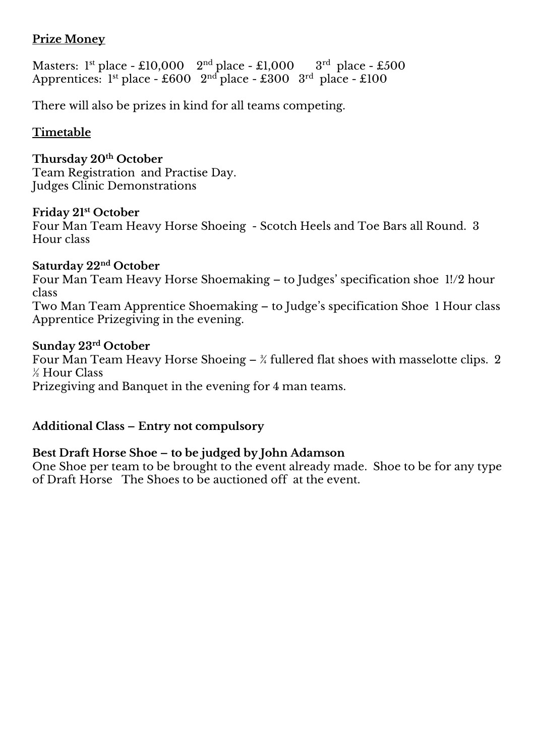**Prize Money**

Masters: 1st place - £10,000   2nd place - £1,000   3rd place - £500
Apprentices: 1st place - £600   2nd place - £300   3rd place - £100

There will also be prizes in kind for all teams competing.

**Timetable**

**Thursday 20th October**
Team Registration and Practise Day.
Judges Clinic Demonstrations

**Friday 21st October**
Four Man Team Heavy Horse Shoeing - Scotch Heels and Toe Bars all Round. 3 Hour class

**Saturday 22nd October**
Four Man Team Heavy Horse Shoemaking – to Judges' specification shoe 1!/2 hour class
Two Man Team Apprentice Shoemaking – to Judge's specification Shoe 1 Hour class
Apprentice Prizegiving in the evening.

**Sunday 23rd October**
Four Man Team Heavy Horse Shoeing – ¾ fullered flat shoes with masselotte clips. 2 ½ Hour Class
Prizegiving and Banquet in the evening for 4 man teams.

**Additional Class – Entry not compulsory**

**Best Draft Horse Shoe – to be judged by John Adamson**
One Shoe per team to be brought to the event already made. Shoe to be for any type of Draft Horse The Shoes to be auctioned off at the event.